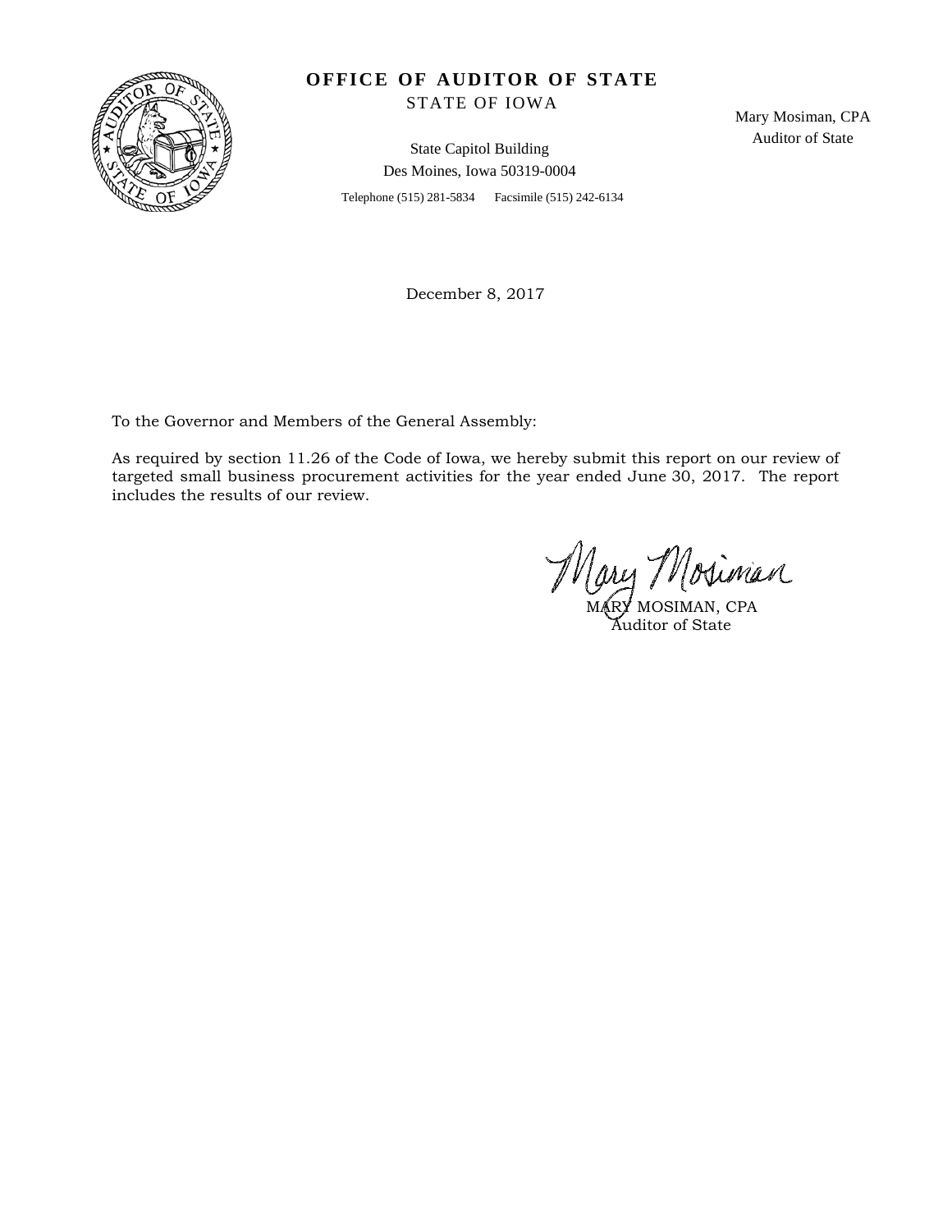# OFFICE OF AUDITOR OF STATE

STATE OF IOWA

State Capitol Building
Des Moines, Iowa 50319-0004

Telephone (515) 281-5834 Facsimile (515) 242-6134

Mary Mosiman, CPA
Auditor of State

December 8, 2017

To the Governor and Members of the General Assembly:

As required by section 11.26 of the Code of Iowa, we hereby submit this report on our review of targeted small business procurement activities for the year ended June 30, 2017. The report includes the results of our review.

MARY MOSIMAN, CPA
Auditor of State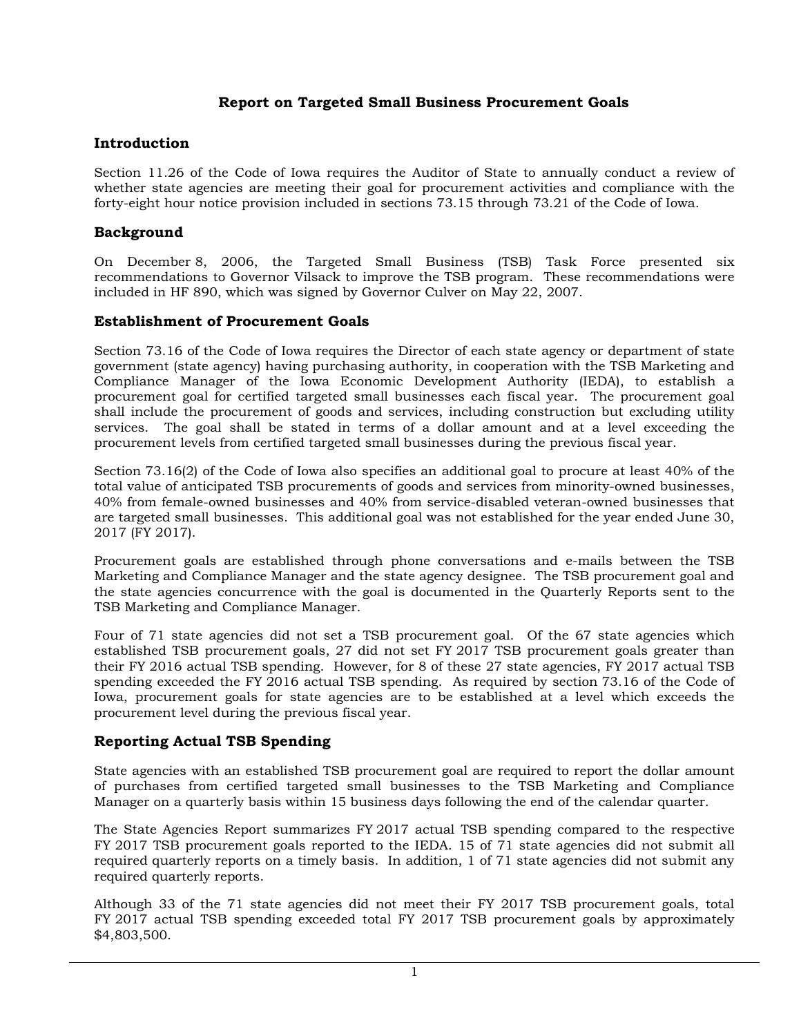# Report on Targeted Small Business Procurement Goals

## Introduction

Section 11.26 of the Code of Iowa requires the Auditor of State to annually conduct a review of whether state agencies are meeting their goal for procurement activities and compliance with the forty-eight hour notice provision included in sections 73.15 through 73.21 of the Code of Iowa.

## Background

On December 8, 2006, the Targeted Small Business (TSB) Task Force presented six recommendations to Governor Vilsack to improve the TSB program. These recommendations were included in HF 890, which was signed by Governor Culver on May 22, 2007.

## Establishment of Procurement Goals

Section 73.16 of the Code of Iowa requires the Director of each state agency or department of state government (state agency) having purchasing authority, in cooperation with the TSB Marketing and Compliance Manager of the Iowa Economic Development Authority (IEDA), to establish a procurement goal for certified targeted small businesses each fiscal year. The procurement goal shall include the procurement of goods and services, including construction but excluding utility services. The goal shall be stated in terms of a dollar amount and at a level exceeding the procurement levels from certified targeted small businesses during the previous fiscal year.

Section 73.16(2) of the Code of Iowa also specifies an additional goal to procure at least 40% of the total value of anticipated TSB procurements of goods and services from minority-owned businesses, 40% from female-owned businesses and 40% from service-disabled veteran-owned businesses that are targeted small businesses. This additional goal was not established for the year ended June 30, 2017 (FY 2017).

Procurement goals are established through phone conversations and e-mails between the TSB Marketing and Compliance Manager and the state agency designee. The TSB procurement goal and the state agencies concurrence with the goal is documented in the Quarterly Reports sent to the TSB Marketing and Compliance Manager.

Four of 71 state agencies did not set a TSB procurement goal. Of the 67 state agencies which established TSB procurement goals, 27 did not set FY 2017 TSB procurement goals greater than their FY 2016 actual TSB spending. However, for 8 of these 27 state agencies, FY 2017 actual TSB spending exceeded the FY 2016 actual TSB spending. As required by section 73.16 of the Code of Iowa, procurement goals for state agencies are to be established at a level which exceeds the procurement level during the previous fiscal year.

## Reporting Actual TSB Spending

State agencies with an established TSB procurement goal are required to report the dollar amount of purchases from certified targeted small businesses to the TSB Marketing and Compliance Manager on a quarterly basis within 15 business days following the end of the calendar quarter.

The State Agencies Report summarizes FY 2017 actual TSB spending compared to the respective FY 2017 TSB procurement goals reported to the IEDA. 15 of 71 state agencies did not submit all required quarterly reports on a timely basis. In addition, 1 of 71 state agencies did not submit any required quarterly reports.

Although 33 of the 71 state agencies did not meet their FY 2017 TSB procurement goals, total FY 2017 actual TSB spending exceeded total FY 2017 TSB procurement goals by approximately $4,803,500.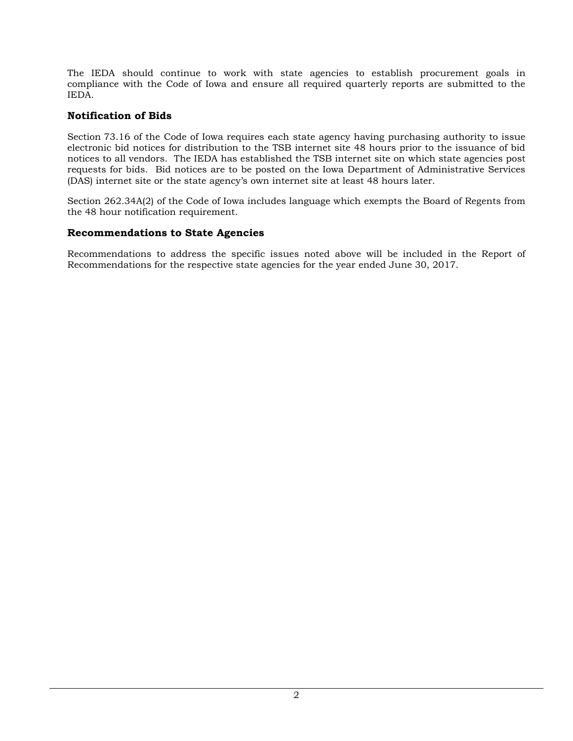The IEDA should continue to work with state agencies to establish procurement goals in compliance with the Code of Iowa and ensure all required quarterly reports are submitted to the IEDA.

### Notification of Bids

Section 73.16 of the Code of Iowa requires each state agency having purchasing authority to issue electronic bid notices for distribution to the TSB internet site 48 hours prior to the issuance of bid notices to all vendors. The IEDA has established the TSB internet site on which state agencies post requests for bids. Bid notices are to be posted on the Iowa Department of Administrative Services (DAS) internet site or the state agency's own internet site at least 48 hours later.

Section 262.34A(2) of the Code of Iowa includes language which exempts the Board of Regents from the 48 hour notification requirement.

### Recommendations to State Agencies

Recommendations to address the specific issues noted above will be included in the Report of Recommendations for the respective state agencies for the year ended June 30, 2017.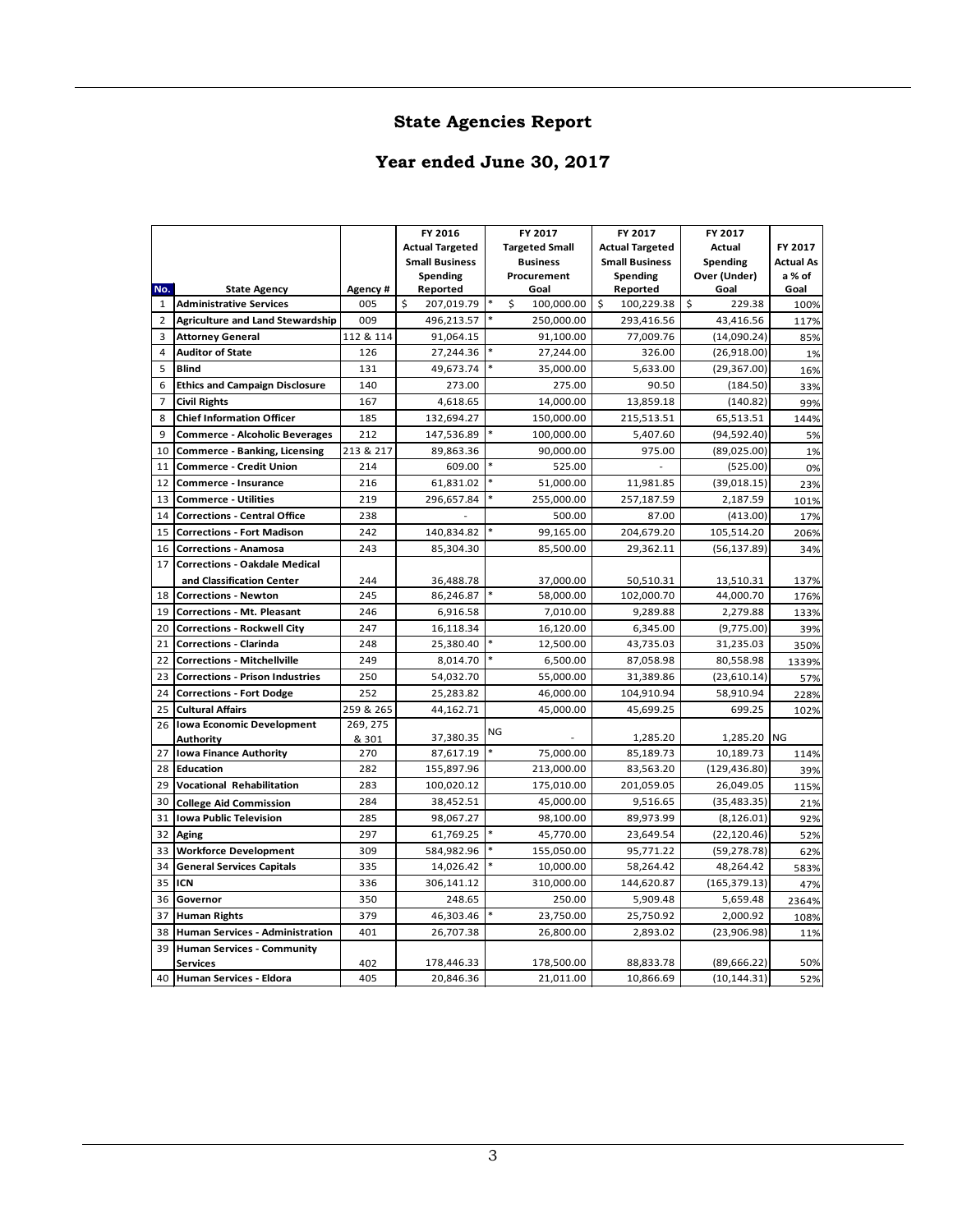# State Agencies Report

## Year ended June 30, 2017

| No. | State Agency | Agency # | FY 2016 Actual Targeted Small Business Spending Reported | FY 2017 Targeted Small Business Procurement Goal | FY 2017 Actual Targeted Small Business Spending Reported | FY 2017 Actual Spending Over (Under) Goal | FY 2017 Actual As a % of Goal |
|---|---|---|---|---|---|---|---|
| 1 | Administrative Services | 005 | $ 207,019.79 | * $ 100,000.00 | $ 100,229.38 | $ 229.38 | 100% |
| 2 | Agriculture and Land Stewardship | 009 | 496,213.57 | * 250,000.00 | 293,416.56 | 43,416.56 | 117% |
| 3 | Attorney General | 112 & 114 | 91,064.15 | 91,100.00 | 77,009.76 | (14,090.24) | 85% |
| 4 | Auditor of State | 126 | 27,244.36 | * 27,244.00 | 326.00 | (26,918.00) | 1% |
| 5 | Blind | 131 | 49,673.74 | * 35,000.00 | 5,633.00 | (29,367.00) | 16% |
| 6 | Ethics and Campaign Disclosure | 140 | 273.00 | 275.00 | 90.50 | (184.50) | 33% |
| 7 | Civil Rights | 167 | 4,618.65 | 14,000.00 | 13,859.18 | (140.82) | 99% |
| 8 | Chief Information Officer | 185 | 132,694.27 | 150,000.00 | 215,513.51 | 65,513.51 | 144% |
| 9 | Commerce - Alcoholic Beverages | 212 | 147,536.89 | * 100,000.00 | 5,407.60 | (94,592.40) | 5% |
| 10 | Commerce - Banking, Licensing | 213 & 217 | 89,863.36 | 90,000.00 | 975.00 | (89,025.00) | 1% |
| 11 | Commerce - Credit Union | 214 | 609.00 | * 525.00 | - | (525.00) | 0% |
| 12 | Commerce - Insurance | 216 | 61,831.02 | * 51,000.00 | 11,981.85 | (39,018.15) | 23% |
| 13 | Commerce - Utilities | 219 | 296,657.84 | * 255,000.00 | 257,187.59 | 2,187.59 | 101% |
| 14 | Corrections - Central Office | 238 | - | 500.00 | 87.00 | (413.00) | 17% |
| 15 | Corrections - Fort Madison | 242 | 140,834.82 | * 99,165.00 | 204,679.20 | 105,514.20 | 206% |
| 16 | Corrections - Anamosa | 243 | 85,304.30 | 85,500.00 | 29,362.11 | (56,137.89) | 34% |
| 17 | Corrections - Oakdale Medical and Classification Center | 244 | 36,488.78 | 37,000.00 | 50,510.31 | 13,510.31 | 137% |
| 18 | Corrections - Newton | 245 | 86,246.87 | * 58,000.00 | 102,000.70 | 44,000.70 | 176% |
| 19 | Corrections - Mt. Pleasant | 246 | 6,916.58 | 7,010.00 | 9,289.88 | 2,279.88 | 133% |
| 20 | Corrections - Rockwell City | 247 | 16,118.34 | 16,120.00 | 6,345.00 | (9,775.00) | 39% |
| 21 | Corrections - Clarinda | 248 | 25,380.40 | * 12,500.00 | 43,735.03 | 31,235.03 | 350% |
| 22 | Corrections - Mitchellville | 249 | 8,014.70 | * 6,500.00 | 87,058.98 | 80,558.98 | 1339% |
| 23 | Corrections - Prison Industries | 250 | 54,032.70 | 55,000.00 | 31,389.86 | (23,610.14) | 57% |
| 24 | Corrections - Fort Dodge | 252 | 25,283.82 | 46,000.00 | 104,910.94 | 58,910.94 | 228% |
| 25 | Cultural Affairs | 259 & 265 | 44,162.71 | 45,000.00 | 45,699.25 | 699.25 | 102% |
| 26 | Iowa Economic Development Authority | 269, 275 & 301 | 37,380.35 | NG - | 1,285.20 | 1,285.20 | NG |
| 27 | Iowa Finance Authority | 270 | 87,617.19 | * 75,000.00 | 85,189.73 | 10,189.73 | 114% |
| 28 | Education | 282 | 155,897.96 | 213,000.00 | 83,563.20 | (129,436.80) | 39% |
| 29 | Vocational Rehabilitation | 283 | 100,020.12 | 175,010.00 | 201,059.05 | 26,049.05 | 115% |
| 30 | College Aid Commission | 284 | 38,452.51 | 45,000.00 | 9,516.65 | (35,483.35) | 21% |
| 31 | Iowa Public Television | 285 | 98,067.27 | 98,100.00 | 89,973.99 | (8,126.01) | 92% |
| 32 | Aging | 297 | 61,769.25 | * 45,770.00 | 23,649.54 | (22,120.46) | 52% |
| 33 | Workforce Development | 309 | 584,982.96 | * 155,050.00 | 95,771.22 | (59,278.78) | 62% |
| 34 | General Services Capitals | 335 | 14,026.42 | * 10,000.00 | 58,264.42 | 48,264.42 | 583% |
| 35 | ICN | 336 | 306,141.12 | 310,000.00 | 144,620.87 | (165,379.13) | 47% |
| 36 | Governor | 350 | 248.65 | 250.00 | 5,909.48 | 5,659.48 | 2364% |
| 37 | Human Rights | 379 | 46,303.46 | * 23,750.00 | 25,750.92 | 2,000.92 | 108% |
| 38 | Human Services - Administration | 401 | 26,707.38 | 26,800.00 | 2,893.02 | (23,906.98) | 11% |
| 39 | Human Services - Community Services | 402 | 178,446.33 | 178,500.00 | 88,833.78 | (89,666.22) | 50% |
| 40 | Human Services - Eldora | 405 | 20,846.36 | 21,011.00 | 10,866.69 | (10,144.31) | 52% |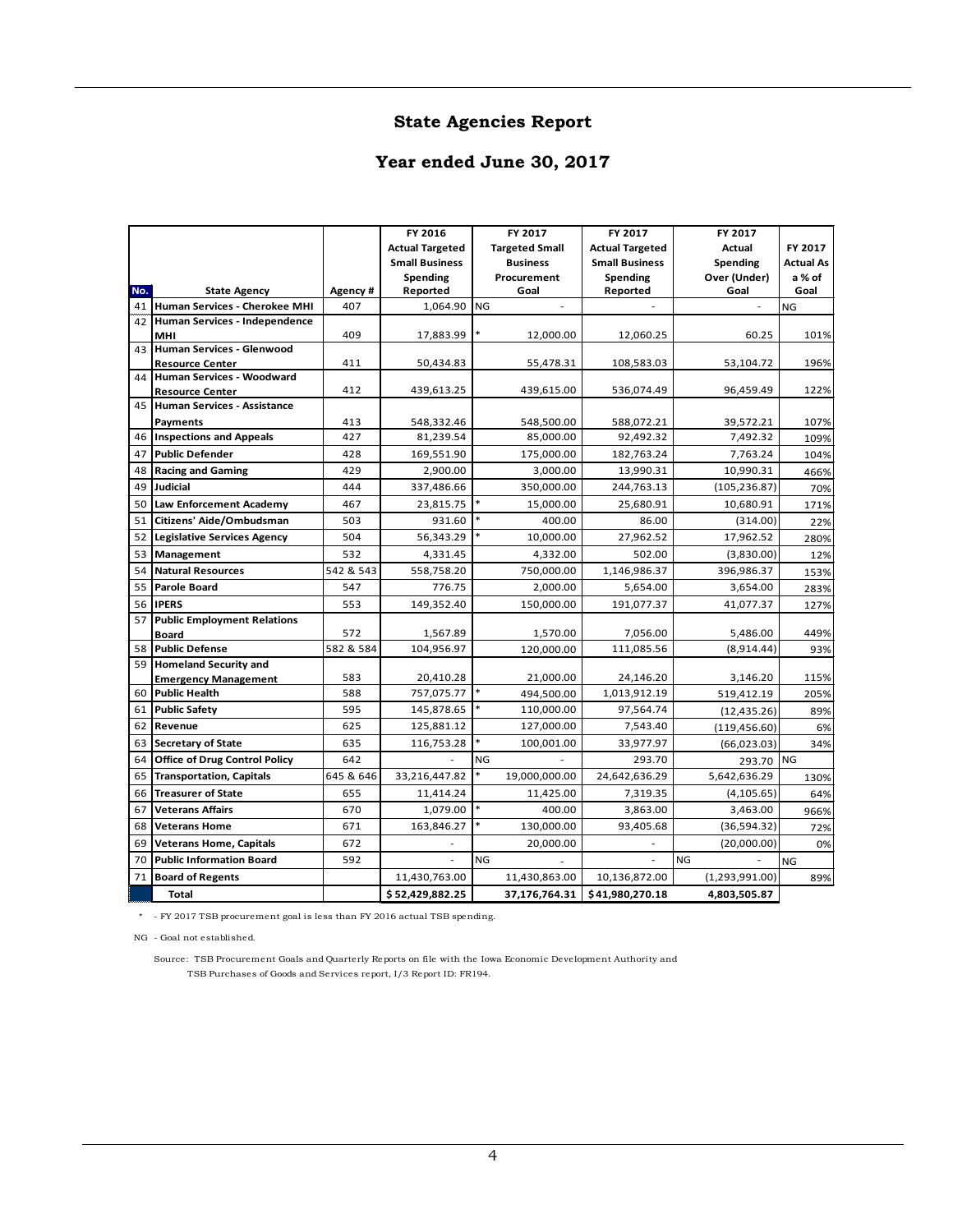## State Agencies Report

## Year ended June 30, 2017

| No. | State Agency | Agency # | FY 2016 Actual Targeted Small Business Spending Reported | | FY 2017 Targeted Small Business Procurement Goal | FY 2017 Actual Targeted Small Business Spending Reported | | FY 2017 Actual Spending Over (Under) Goal | FY 2017 Actual As a % of Goal |
|---|---|---|---|---|---|---|---|---|---|
| 41 | Human Services - Cherokee MHI | 407 | 1,064.90 | NG | - | - | | - | NG |
| 42 | Human Services - Independence MHI | 409 | 17,883.99 | * | 12,000.00 | 12,060.25 | | 60.25 | 101% |
| 43 | Human Services - Glenwood Resource Center | 411 | 50,434.83 | | 55,478.31 | 108,583.03 | | 53,104.72 | 196% |
| 44 | Human Services - Woodward Resource Center | 412 | 439,613.25 | | 439,615.00 | 536,074.49 | | 96,459.49 | 122% |
| 45 | Human Services - Assistance Payments | 413 | 548,332.46 | | 548,500.00 | 588,072.21 | | 39,572.21 | 107% |
| 46 | Inspections and Appeals | 427 | 81,239.54 | | 85,000.00 | 92,492.32 | | 7,492.32 | 109% |
| 47 | Public Defender | 428 | 169,551.90 | | 175,000.00 | 182,763.24 | | 7,763.24 | 104% |
| 48 | Racing and Gaming | 429 | 2,900.00 | | 3,000.00 | 13,990.31 | | 10,990.31 | 466% |
| 49 | Judicial | 444 | 337,486.66 | | 350,000.00 | 244,763.13 | | (105,236.87) | 70% |
| 50 | Law Enforcement Academy | 467 | 23,815.75 | * | 15,000.00 | 25,680.91 | | 10,680.91 | 171% |
| 51 | Citizens' Aide/Ombudsman | 503 | 931.60 | * | 400.00 | 86.00 | | (314.00) | 22% |
| 52 | Legislative Services Agency | 504 | 56,343.29 | * | 10,000.00 | 27,962.52 | | 17,962.52 | 280% |
| 53 | Management | 532 | 4,331.45 | | 4,332.00 | 502.00 | | (3,830.00) | 12% |
| 54 | Natural Resources | 542 & 543 | 558,758.20 | | 750,000.00 | 1,146,986.37 | | 396,986.37 | 153% |
| 55 | Parole Board | 547 | 776.75 | | 2,000.00 | 5,654.00 | | 3,654.00 | 283% |
| 56 | IPERS | 553 | 149,352.40 | | 150,000.00 | 191,077.37 | | 41,077.37 | 127% |
| 57 | Public Employment Relations Board | 572 | 1,567.89 | | 1,570.00 | 7,056.00 | | 5,486.00 | 449% |
| 58 | Public Defense | 582 & 584 | 104,956.97 | | 120,000.00 | 111,085.56 | | (8,914.44) | 93% |
| 59 | Homeland Security and Emergency Management | 583 | 20,410.28 | | 21,000.00 | 24,146.20 | | 3,146.20 | 115% |
| 60 | Public Health | 588 | 757,075.77 | * | 494,500.00 | 1,013,912.19 | | 519,412.19 | 205% |
| 61 | Public Safety | 595 | 145,878.65 | * | 110,000.00 | 97,564.74 | | (12,435.26) | 89% |
| 62 | Revenue | 625 | 125,881.12 | | 127,000.00 | 7,543.40 | | (119,456.60) | 6% |
| 63 | Secretary of State | 635 | 116,753.28 | * | 100,001.00 | 33,977.97 | | (66,023.03) | 34% |
| 64 | Office of Drug Control Policy | 642 | - | NG | - | 293.70 | | 293.70 | NG |
| 65 | Transportation, Capitals | 645 & 646 | 33,216,447.82 | * | 19,000,000.00 | 24,642,636.29 | | 5,642,636.29 | 130% |
| 66 | Treasurer of State | 655 | 11,414.24 | | 11,425.00 | 7,319.35 | | (4,105.65) | 64% |
| 67 | Veterans Affairs | 670 | 1,079.00 | * | 400.00 | 3,863.00 | | 3,463.00 | 966% |
| 68 | Veterans Home | 671 | 163,846.27 | * | 130,000.00 | 93,405.68 | | (36,594.32) | 72% |
| 69 | Veterans Home, Capitals | 672 | - | | 20,000.00 | - | | (20,000.00) | 0% |
| 70 | Public Information Board | 592 | - | NG | - | - | NG | - | NG |
| 71 | Board of Regents | | 11,430,763.00 | | 11,430,863.00 | 10,136,872.00 | | (1,293,991.00) | 89% |
| | Total | | $ 52,429,882.25 | | 37,176,764.31 | $ 41,980,270.18 | | 4,803,505.87 | |

\* - FY 2017 TSB procurement goal is less than FY 2016 actual TSB spending.

NG - Goal not established.

Source: TSB Procurement Goals and Quarterly Reports on file with the Iowa Economic Development Authority and TSB Purchases of Goods and Services report, I/3 Report ID: FR194.